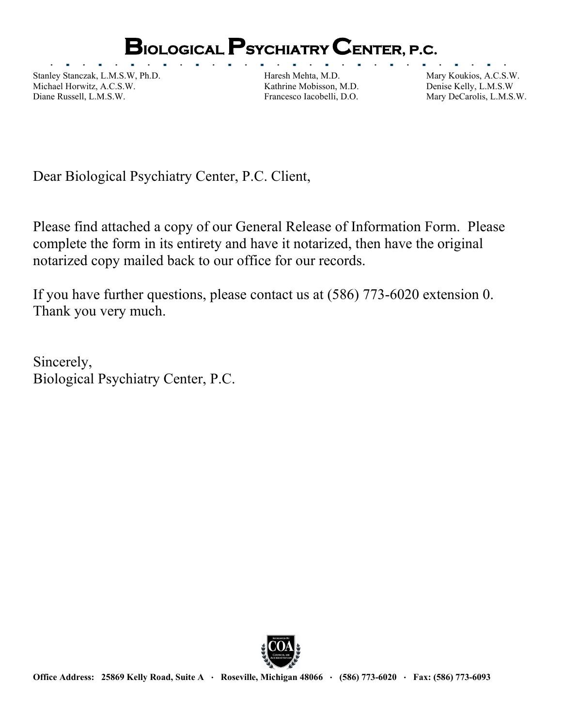# Biological Psychiatry Center, P.C.

Stanley Stanczak, L.M.S.W, Ph.D.
Michael Horwitz, A.C.S.W.
Diane Russell, L.M.S.W.

Haresh Mehta, M.D.
Kathrine Mobisson, M.D.
Francesco Iacobelli, D.O.

Mary Koukios, A.C.S.W.
Denise Kelly, L.M.S.W
Mary DeCarolis, L.M.S.W.

Dear Biological Psychiatry Center, P.C. Client,

Please find attached a copy of our General Release of Information Form. Please complete the form in its entirety and have it notarized, then have the original notarized copy mailed back to our office for our records.

If you have further questions, please contact us at (586) 773-6020 extension 0. Thank you very much.

Sincerely,
Biological Psychiatry Center, P.C.

**Office Address: 25869 Kelly Road, Suite A · Roseville, Michigan 48066 · (586) 773-6020 · Fax: (586) 773-6093**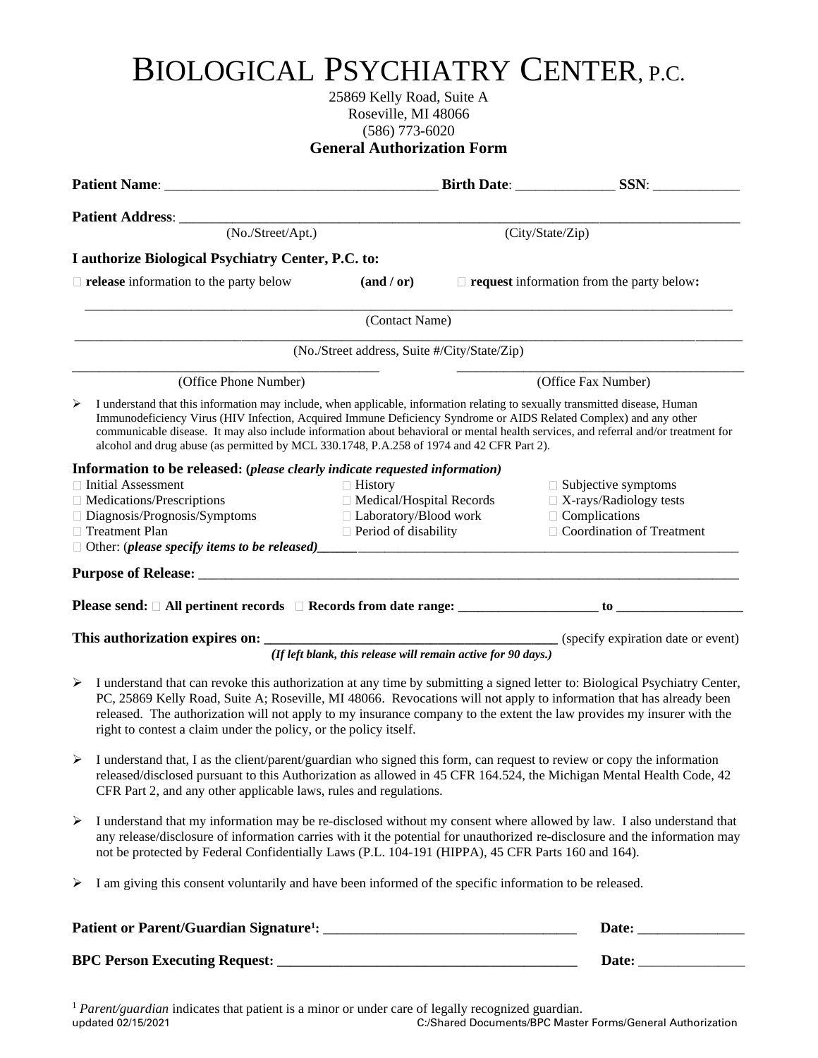# BIOLOGICAL PSYCHIATRY CENTER, P.C.

25869 Kelly Road, Suite A
Roseville, MI 48066
(586) 773-6020

**General Authorization Form**

**Patient Name**: ______________________________________ **Birth Date**: ______________ **SSN**: ____________

**Patient Address**: ______________________________________________________________________________
(No./Street/Apt.) (City/State/Zip)

**I authorize Biological Psychiatry Center, P.C. to:**

☐ **release** information to the party below **(and / or)** ☐ **request** information from the party below**:**

______________________________________________________________________________
(Contact Name)

______________________________________________________________________________
(No./Street address, Suite #/City/State/Zip)

____________________________________________ ____________________________________________
(Office Phone Number) (Office Fax Number)

- I understand that this information may include, when applicable, information relating to sexually transmitted disease, Human Immunodeficiency Virus (HIV Infection, Acquired Immune Deficiency Syndrome or AIDS Related Complex) and any other communicable disease. It may also include information about behavioral or mental health services, and referral and/or treatment for alcohol and drug abuse (as permitted by MCL 330.1748, P.A.258 of 1974 and 42 CFR Part 2).

**Information to be released: (*please clearly indicate requested information)***

| | | |
|---|---|---|
| ☐ Initial Assessment | ☐ History | ☐ Subjective symptoms |
| ☐ Medications/Prescriptions | ☐ Medical/Hospital Records | ☐ X-rays/Radiology tests |
| ☐ Diagnosis/Prognosis/Symptoms | ☐ Laboratory/Blood work | ☐ Complications |
| ☐ Treatment Plan | ☐ Period of disability | ☐ Coordination of Treatment |

☐ Other: (***please specify items to be released)***______________________________________________________________

**Purpose of Release:** ______________________________________________________________________________

**Please send:** ☐ **All pertinent records** ☐ **Records from date range: ____________________ to __________________**

**This authorization expires on: ________________________________________** (specify expiration date or event)
***(If left blank, this release will remain active for 90 days.)***

- I understand that can revoke this authorization at any time by submitting a signed letter to: Biological Psychiatry Center, PC, 25869 Kelly Road, Suite A; Roseville, MI 48066. Revocations will not apply to information that has already been released. The authorization will not apply to my insurance company to the extent the law provides my insurer with the right to contest a claim under the policy, or the policy itself.

- I understand that, I as the client/parent/guardian who signed this form, can request to review or copy the information released/disclosed pursuant to this Authorization as allowed in 45 CFR 164.524, the Michigan Mental Health Code, 42 CFR Part 2, and any other applicable laws, rules and regulations.

- I understand that my information may be re-disclosed without my consent where allowed by law. I also understand that any release/disclosure of information carries with it the potential for unauthorized re-disclosure and the information may not be protected by Federal Confidentially Laws (P.L. 104-191 (HIPPA), 45 CFR Parts 160 and 164).

- I am giving this consent voluntarily and have been informed of the specific information to be released.

**Patient or Parent/Guardian Signature[1]:** ___________________________________ **Date:** _______________

**BPC Person Executing Request:** ________________________________________ **Date:** _______________

[1] *Parent/guardian* indicates that patient is a minor or under care of legally recognized guardian.

updated 02/15/2021 C:/Shared Documents/BPC Master Forms/General Authorization